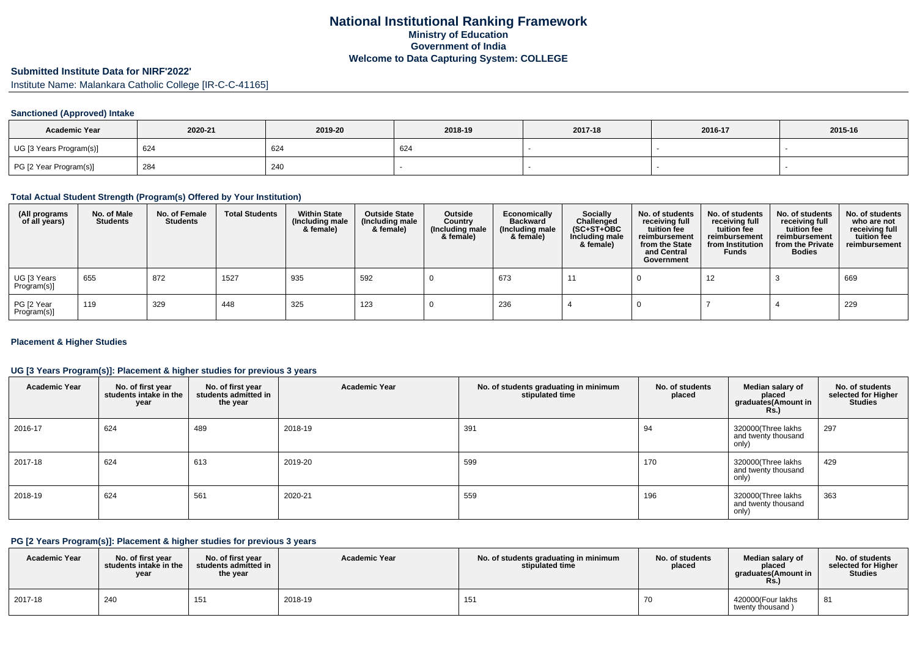# National Institutional Ranking Framework
## Ministry of Education
## Government of India
## Welcome to Data Capturing System: COLLEGE

### Submitted Institute Data for NIRF'2022'

Institute Name: Malankara Catholic College [IR-C-C-41165]

#### Sanctioned (Approved) Intake

| Academic Year | 2020-21 | 2019-20 | 2018-19 | 2017-18 | 2016-17 | 2015-16 |
|---|---|---|---|---|---|---|
| UG [3 Years Program(s)] | 624 | 624 | 624 | - | - | - |
| PG [2 Year Program(s)] | 284 | 240 | - | - | - | - |

#### Total Actual Student Strength (Program(s) Offered by Your Institution)

| (All programs of all years) | No. of Male Students | No. of Female Students | Total Students | Within State (Including male & female) | Outside State (Including male & female) | Outside Country (Including male & female) | Economically Backward (Including male & female) | Socially Challenged (SC+ST+OBC Including male & female) | No. of students receiving full tuition fee reimbursement from the State and Central Government | No. of students receiving full tuition fee reimbursement from Institution Funds | No. of students receiving full tuition fee reimbursement from the Private Bodies | No. of students who are not receiving full tuition fee reimbursement |
|---|---|---|---|---|---|---|---|---|---|---|---|---|
| UG [3 Years Program(s)] | 655 | 872 | 1527 | 935 | 592 | 0 | 673 | 11 | 0 | 12 | 3 | 669 |
| PG [2 Year Program(s)] | 119 | 329 | 448 | 325 | 123 | 0 | 236 | 4 | 0 | 7 | 4 | 229 |

#### Placement & Higher Studies

#### UG [3 Years Program(s)]: Placement & higher studies for previous 3 years

| Academic Year | No. of first year students intake in the year | No. of first year students admitted in the year | Academic Year | No. of students graduating in minimum stipulated time | No. of students placed | Median salary of placed graduates(Amount in Rs.) | No. of students selected for Higher Studies |
|---|---|---|---|---|---|---|---|
| 2016-17 | 624 | 489 | 2018-19 | 391 | 94 | 320000(Three lakhs and twenty thousand only) | 297 |
| 2017-18 | 624 | 613 | 2019-20 | 599 | 170 | 320000(Three lakhs and twenty thousand only) | 429 |
| 2018-19 | 624 | 561 | 2020-21 | 559 | 196 | 320000(Three lakhs and twenty thousand only) | 363 |

#### PG [2 Years Program(s)]: Placement & higher studies for previous 3 years

| Academic Year | No. of first year students intake in the year | No. of first year students admitted in the year | Academic Year | No. of students graduating in minimum stipulated time | No. of students placed | Median salary of placed graduates(Amount in Rs.) | No. of students selected for Higher Studies |
|---|---|---|---|---|---|---|---|
| 2017-18 | 240 | 151 | 2018-19 | 151 | 70 | 420000(Four lakhs twenty thousand ) | 81 |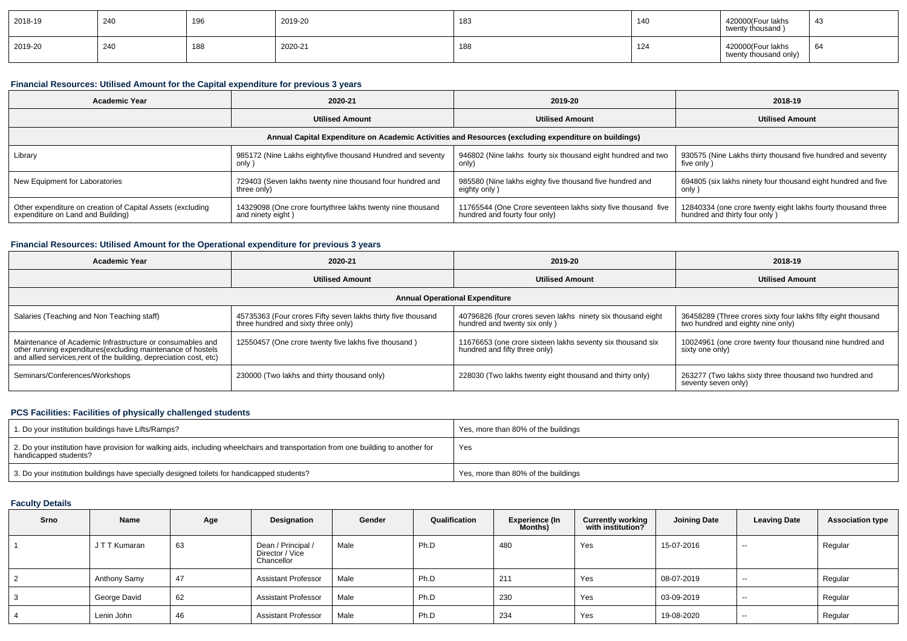| 2018-19 | 240 | 196 | 2019-20 | 183 | 140 | 420000(Four lakhs twenty thousand ) | 43 |
|---|---|---|---|---|---|---|---|
| 2019-20 | 240 | 188 | 2020-21 | 188 | 124 | 420000(Four lakhs twenty thousand only) | 64 |

### Financial Resources: Utilised Amount for the Capital expenditure for previous 3 years

| Academic Year | 2020-21 | 2019-20 | 2018-19 |
|---|---|---|---|
| | Utilised Amount | Utilised Amount | Utilised Amount |
| Annual Capital Expenditure on Academic Activities and Resources (excluding expenditure on buildings) | | | |
| Library | 985172 (Nine Lakhs eightyfive thousand Hundred and seventy only ) | 946802 (Nine lakhs fourty six thousand eight hundred and two only) | 930575 (Nine Lakhs thirty thousand five hundred and seventy five only ) |
| New Equipment for Laboratories | 729403 (Seven lakhs twenty nine thousand four hundred and three only) | 985580 (Nine lakhs eighty five thousand five hundred and eighty only ) | 694805 (six lakhs ninety four thousand eight hundred and five only ) |
| Other expenditure on creation of Capital Assets (excluding expenditure on Land and Building) | 14329098 (One crore fourtythree lakhs twenty nine thousand and ninety eight ) | 11765544 (One Crore seventeen lakhs sixty five thousand five hundred and fourty four only) | 12840334 (one crore twenty eight lakhs fourty thousand three hundred and thirty four only ) |

### Financial Resources: Utilised Amount for the Operational expenditure for previous 3 years

| Academic Year | 2020-21 | 2019-20 | 2018-19 |
|---|---|---|---|
| | Utilised Amount | Utilised Amount | Utilised Amount |
| Annual Operational Expenditure | | | |
| Salaries (Teaching and Non Teaching staff) | 45735363 (Four crores Fifty seven lakhs thirty five thousand three hundred and sixty three only) | 40796826 (four crores seven lakhs ninety six thousand eight hundred and twenty six only ) | 36458289 (Three crores sixty four lakhs fifty eight thousand two hundred and eighty nine only) |
| Maintenance of Academic Infrastructure or consumables and other running expenditures(excluding maintenance of hostels and allied services,rent of the building, depreciation cost, etc) | 12550457 (One crore twenty five lakhs five thousand ) | 11676653 (one crore sixteen lakhs seventy six thousand six hundred and fifty three only) | 10024961 (one crore twenty four thousand nine hundred and sixty one only) |
| Seminars/Conferences/Workshops | 230000 (Two lakhs and thirty thousand only) | 228030 (Two lakhs twenty eight thousand and thirty only) | 263277 (Two lakhs sixty three thousand two hundred and seventy seven only) |

### PCS Facilities: Facilities of physically challenged students

| | |
|---|---|
| 1. Do your institution buildings have Lifts/Ramps? | Yes, more than 80% of the buildings |
| 2. Do your institution have provision for walking aids, including wheelchairs and transportation from one building to another for handicapped students? | Yes |
| 3. Do your institution buildings have specially designed toilets for handicapped students? | Yes, more than 80% of the buildings |

### Faculty Details

| Srno | Name | Age | Designation | Gender | Qualification | Experience (In Months) | Currently working with institution? | Joining Date | Leaving Date | Association type |
|---|---|---|---|---|---|---|---|---|---|---|
| 1 | J T T Kumaran | 63 | Dean / Principal / Director / Vice Chancellor | Male | Ph.D | 480 | Yes | 15-07-2016 | -- | Regular |
| 2 | Anthony Samy | 47 | Assistant Professor | Male | Ph.D | 211 | Yes | 08-07-2019 | -- | Regular |
| 3 | George David | 62 | Assistant Professor | Male | Ph.D | 230 | Yes | 03-09-2019 | -- | Regular |
| 4 | Lenin John | 46 | Assistant Professor | Male | Ph.D | 234 | Yes | 19-08-2020 | -- | Regular |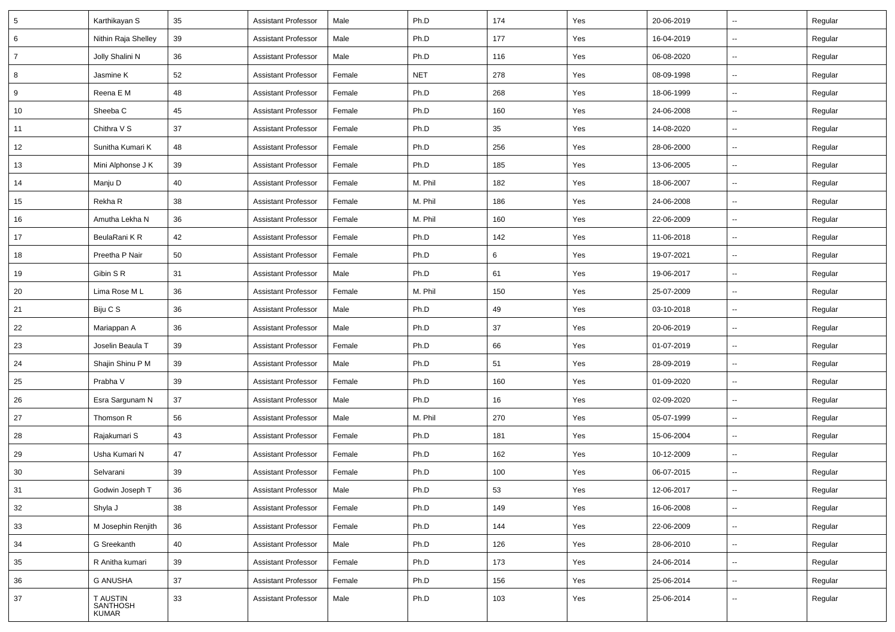| 5 | Karthikayan S | 35 | Assistant Professor | Male | Ph.D | 174 | Yes | 20-06-2019 | -- | Regular |
|---|---|---|---|---|---|---|---|---|---|---|
| 6 | Nithin Raja Shelley | 39 | Assistant Professor | Male | Ph.D | 177 | Yes | 16-04-2019 | -- | Regular |
| 7 | Jolly Shalini N | 36 | Assistant Professor | Male | Ph.D | 116 | Yes | 06-08-2020 | -- | Regular |
| 8 | Jasmine K | 52 | Assistant Professor | Female | NET | 278 | Yes | 08-09-1998 | -- | Regular |
| 9 | Reena E M | 48 | Assistant Professor | Female | Ph.D | 268 | Yes | 18-06-1999 | -- | Regular |
| 10 | Sheeba C | 45 | Assistant Professor | Female | Ph.D | 160 | Yes | 24-06-2008 | -- | Regular |
| 11 | Chithra V S | 37 | Assistant Professor | Female | Ph.D | 35 | Yes | 14-08-2020 | -- | Regular |
| 12 | Sunitha Kumari K | 48 | Assistant Professor | Female | Ph.D | 256 | Yes | 28-06-2000 | -- | Regular |
| 13 | Mini Alphonse J K | 39 | Assistant Professor | Female | Ph.D | 185 | Yes | 13-06-2005 | -- | Regular |
| 14 | Manju D | 40 | Assistant Professor | Female | M. Phil | 182 | Yes | 18-06-2007 | -- | Regular |
| 15 | Rekha R | 38 | Assistant Professor | Female | M. Phil | 186 | Yes | 24-06-2008 | -- | Regular |
| 16 | Amutha Lekha N | 36 | Assistant Professor | Female | M. Phil | 160 | Yes | 22-06-2009 | -- | Regular |
| 17 | BeulaRani K R | 42 | Assistant Professor | Female | Ph.D | 142 | Yes | 11-06-2018 | -- | Regular |
| 18 | Preetha P Nair | 50 | Assistant Professor | Female | Ph.D | 6 | Yes | 19-07-2021 | -- | Regular |
| 19 | Gibin S R | 31 | Assistant Professor | Male | Ph.D | 61 | Yes | 19-06-2017 | -- | Regular |
| 20 | Lima Rose M L | 36 | Assistant Professor | Female | M. Phil | 150 | Yes | 25-07-2009 | -- | Regular |
| 21 | Biju C S | 36 | Assistant Professor | Male | Ph.D | 49 | Yes | 03-10-2018 | -- | Regular |
| 22 | Mariappan A | 36 | Assistant Professor | Male | Ph.D | 37 | Yes | 20-06-2019 | -- | Regular |
| 23 | Joselin Beaula T | 39 | Assistant Professor | Female | Ph.D | 66 | Yes | 01-07-2019 | -- | Regular |
| 24 | Shajin Shinu P M | 39 | Assistant Professor | Male | Ph.D | 51 | Yes | 28-09-2019 | -- | Regular |
| 25 | Prabha V | 39 | Assistant Professor | Female | Ph.D | 160 | Yes | 01-09-2020 | -- | Regular |
| 26 | Esra Sargunam N | 37 | Assistant Professor | Male | Ph.D | 16 | Yes | 02-09-2020 | -- | Regular |
| 27 | Thomson R | 56 | Assistant Professor | Male | M. Phil | 270 | Yes | 05-07-1999 | -- | Regular |
| 28 | Rajakumari S | 43 | Assistant Professor | Female | Ph.D | 181 | Yes | 15-06-2004 | -- | Regular |
| 29 | Usha Kumari N | 47 | Assistant Professor | Female | Ph.D | 162 | Yes | 10-12-2009 | -- | Regular |
| 30 | Selvarani | 39 | Assistant Professor | Female | Ph.D | 100 | Yes | 06-07-2015 | -- | Regular |
| 31 | Godwin Joseph T | 36 | Assistant Professor | Male | Ph.D | 53 | Yes | 12-06-2017 | -- | Regular |
| 32 | Shyla J | 38 | Assistant Professor | Female | Ph.D | 149 | Yes | 16-06-2008 | -- | Regular |
| 33 | M Josephin Renjith | 36 | Assistant Professor | Female | Ph.D | 144 | Yes | 22-06-2009 | -- | Regular |
| 34 | G Sreekanth | 40 | Assistant Professor | Male | Ph.D | 126 | Yes | 28-06-2010 | -- | Regular |
| 35 | R Anitha kumari | 39 | Assistant Professor | Female | Ph.D | 173 | Yes | 24-06-2014 | -- | Regular |
| 36 | G ANUSHA | 37 | Assistant Professor | Female | Ph.D | 156 | Yes | 25-06-2014 | -- | Regular |
| 37 | T AUSTIN SANTHOSH KUMAR | 33 | Assistant Professor | Male | Ph.D | 103 | Yes | 25-06-2014 | -- | Regular |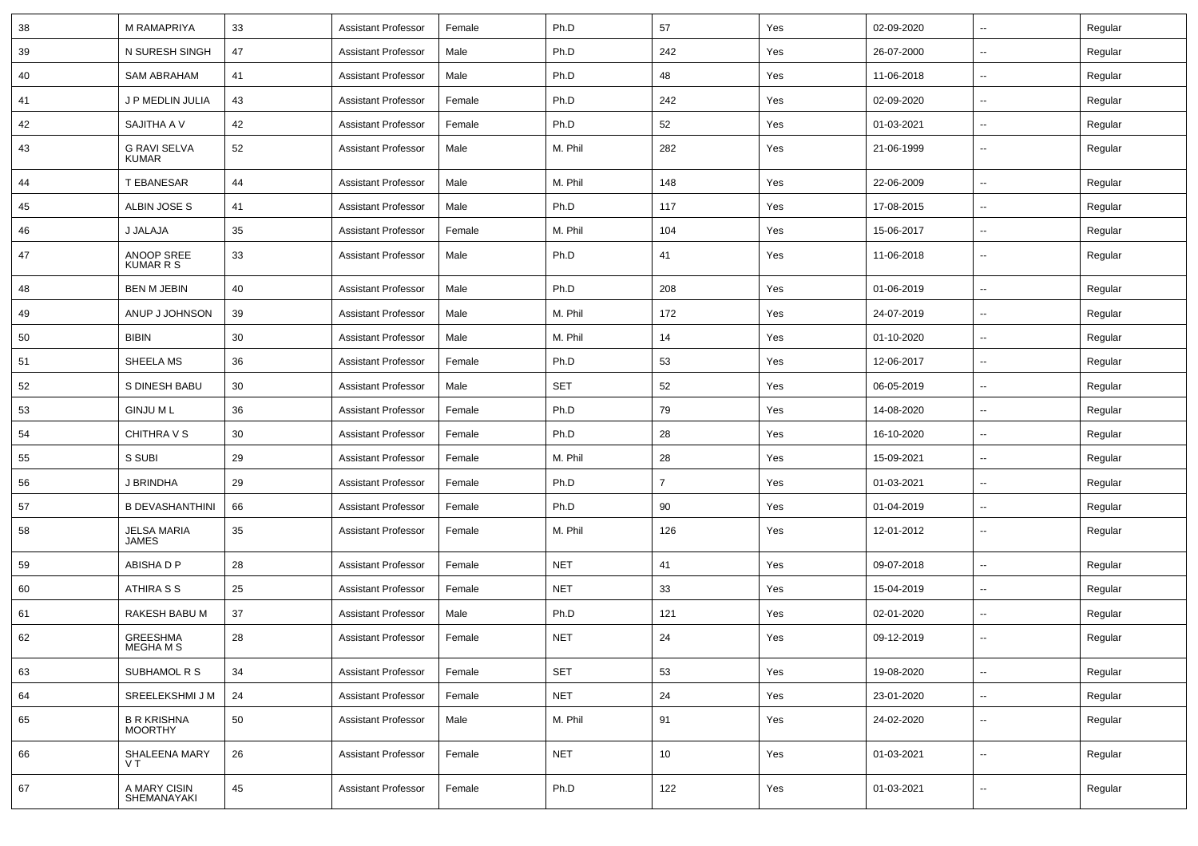| 38 | M RAMAPRIYA | 33 | Assistant Professor | Female | Ph.D | 57 | Yes | 02-09-2020 | -- | Regular |
|---|---|---|---|---|---|---|---|---|---|---|
| 39 | N SURESH SINGH | 47 | Assistant Professor | Male | Ph.D | 242 | Yes | 26-07-2000 | -- | Regular |
| 40 | SAM ABRAHAM | 41 | Assistant Professor | Male | Ph.D | 48 | Yes | 11-06-2018 | -- | Regular |
| 41 | J P MEDLIN JULIA | 43 | Assistant Professor | Female | Ph.D | 242 | Yes | 02-09-2020 | -- | Regular |
| 42 | SAJITHA A V | 42 | Assistant Professor | Female | Ph.D | 52 | Yes | 01-03-2021 | -- | Regular |
| 43 | G RAVI SELVA KUMAR | 52 | Assistant Professor | Male | M. Phil | 282 | Yes | 21-06-1999 | -- | Regular |
| 44 | T EBANESAR | 44 | Assistant Professor | Male | M. Phil | 148 | Yes | 22-06-2009 | -- | Regular |
| 45 | ALBIN JOSE S | 41 | Assistant Professor | Male | Ph.D | 117 | Yes | 17-08-2015 | -- | Regular |
| 46 | J JALAJA | 35 | Assistant Professor | Female | M. Phil | 104 | Yes | 15-06-2017 | -- | Regular |
| 47 | ANOOP SREE KUMAR R S | 33 | Assistant Professor | Male | Ph.D | 41 | Yes | 11-06-2018 | -- | Regular |
| 48 | BEN M JEBIN | 40 | Assistant Professor | Male | Ph.D | 208 | Yes | 01-06-2019 | -- | Regular |
| 49 | ANUP J JOHNSON | 39 | Assistant Professor | Male | M. Phil | 172 | Yes | 24-07-2019 | -- | Regular |
| 50 | BIBIN | 30 | Assistant Professor | Male | M. Phil | 14 | Yes | 01-10-2020 | -- | Regular |
| 51 | SHEELA MS | 36 | Assistant Professor | Female | Ph.D | 53 | Yes | 12-06-2017 | -- | Regular |
| 52 | S DINESH BABU | 30 | Assistant Professor | Male | SET | 52 | Yes | 06-05-2019 | -- | Regular |
| 53 | GINJU M L | 36 | Assistant Professor | Female | Ph.D | 79 | Yes | 14-08-2020 | -- | Regular |
| 54 | CHITHRA V S | 30 | Assistant Professor | Female | Ph.D | 28 | Yes | 16-10-2020 | -- | Regular |
| 55 | S SUBI | 29 | Assistant Professor | Female | M. Phil | 28 | Yes | 15-09-2021 | -- | Regular |
| 56 | J BRINDHA | 29 | Assistant Professor | Female | Ph.D | 7 | Yes | 01-03-2021 | -- | Regular |
| 57 | B DEVASHANTHINI | 66 | Assistant Professor | Female | Ph.D | 90 | Yes | 01-04-2019 | -- | Regular |
| 58 | JELSA MARIA JAMES | 35 | Assistant Professor | Female | M. Phil | 126 | Yes | 12-01-2012 | -- | Regular |
| 59 | ABISHA D P | 28 | Assistant Professor | Female | NET | 41 | Yes | 09-07-2018 | -- | Regular |
| 60 | ATHIRA S S | 25 | Assistant Professor | Female | NET | 33 | Yes | 15-04-2019 | -- | Regular |
| 61 | RAKESH BABU M | 37 | Assistant Professor | Male | Ph.D | 121 | Yes | 02-01-2020 | -- | Regular |
| 62 | GREESHMA MEGHA M S | 28 | Assistant Professor | Female | NET | 24 | Yes | 09-12-2019 | -- | Regular |
| 63 | SUBHAMOL R S | 34 | Assistant Professor | Female | SET | 53 | Yes | 19-08-2020 | -- | Regular |
| 64 | SREELEKSHMI J M | 24 | Assistant Professor | Female | NET | 24 | Yes | 23-01-2020 | -- | Regular |
| 65 | B R KRISHNA MOORTHY | 50 | Assistant Professor | Male | M. Phil | 91 | Yes | 24-02-2020 | -- | Regular |
| 66 | SHALEENA MARY V T | 26 | Assistant Professor | Female | NET | 10 | Yes | 01-03-2021 | -- | Regular |
| 67 | A MARY CISIN SHEMANAYAKI | 45 | Assistant Professor | Female | Ph.D | 122 | Yes | 01-03-2021 | -- | Regular |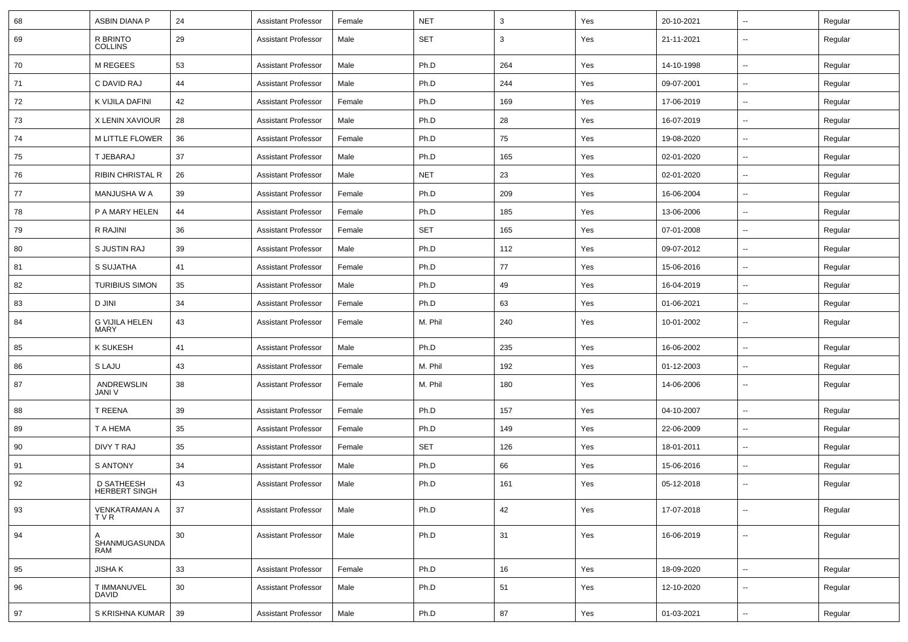| | | | | | | | | | | |
|---|---|---|---|---|---|---|---|---|---|---|
| 68 | ASBIN DIANA P | 24 | Assistant Professor | Female | NET | 3 | Yes | 20-10-2021 | -- | Regular |
| 69 | R BRINTO COLLINS | 29 | Assistant Professor | Male | SET | 3 | Yes | 21-11-2021 | -- | Regular |
| 70 | M REGEES | 53 | Assistant Professor | Male | Ph.D | 264 | Yes | 14-10-1998 | -- | Regular |
| 71 | C DAVID RAJ | 44 | Assistant Professor | Male | Ph.D | 244 | Yes | 09-07-2001 | -- | Regular |
| 72 | K VIJILA DAFINI | 42 | Assistant Professor | Female | Ph.D | 169 | Yes | 17-06-2019 | -- | Regular |
| 73 | X LENIN XAVIOUR | 28 | Assistant Professor | Male | Ph.D | 28 | Yes | 16-07-2019 | -- | Regular |
| 74 | M LITTLE FLOWER | 36 | Assistant Professor | Female | Ph.D | 75 | Yes | 19-08-2020 | -- | Regular |
| 75 | T JEBARAJ | 37 | Assistant Professor | Male | Ph.D | 165 | Yes | 02-01-2020 | -- | Regular |
| 76 | RIBIN CHRISTAL R | 26 | Assistant Professor | Male | NET | 23 | Yes | 02-01-2020 | -- | Regular |
| 77 | MANJUSHA W A | 39 | Assistant Professor | Female | Ph.D | 209 | Yes | 16-06-2004 | -- | Regular |
| 78 | P A MARY HELEN | 44 | Assistant Professor | Female | Ph.D | 185 | Yes | 13-06-2006 | -- | Regular |
| 79 | R RAJINI | 36 | Assistant Professor | Female | SET | 165 | Yes | 07-01-2008 | -- | Regular |
| 80 | S JUSTIN RAJ | 39 | Assistant Professor | Male | Ph.D | 112 | Yes | 09-07-2012 | -- | Regular |
| 81 | S SUJATHA | 41 | Assistant Professor | Female | Ph.D | 77 | Yes | 15-06-2016 | -- | Regular |
| 82 | TURIBIUS SIMON | 35 | Assistant Professor | Male | Ph.D | 49 | Yes | 16-04-2019 | -- | Regular |
| 83 | D JINI | 34 | Assistant Professor | Female | Ph.D | 63 | Yes | 01-06-2021 | -- | Regular |
| 84 | G VIJILA HELEN MARY | 43 | Assistant Professor | Female | M. Phil | 240 | Yes | 10-01-2002 | -- | Regular |
| 85 | K SUKESH | 41 | Assistant Professor | Male | Ph.D | 235 | Yes | 16-06-2002 | -- | Regular |
| 86 | S LAJU | 43 | Assistant Professor | Female | M. Phil | 192 | Yes | 01-12-2003 | -- | Regular |
| 87 | ANDREWSLIN JANI V | 38 | Assistant Professor | Female | M. Phil | 180 | Yes | 14-06-2006 | -- | Regular |
| 88 | T REENA | 39 | Assistant Professor | Female | Ph.D | 157 | Yes | 04-10-2007 | -- | Regular |
| 89 | T A HEMA | 35 | Assistant Professor | Female | Ph.D | 149 | Yes | 22-06-2009 | -- | Regular |
| 90 | DIVY T RAJ | 35 | Assistant Professor | Female | SET | 126 | Yes | 18-01-2011 | -- | Regular |
| 91 | S ANTONY | 34 | Assistant Professor | Male | Ph.D | 66 | Yes | 15-06-2016 | -- | Regular |
| 92 | D SATHEESH HERBERT SINGH | 43 | Assistant Professor | Male | Ph.D | 161 | Yes | 05-12-2018 | -- | Regular |
| 93 | VENKATRAMAN A T V R | 37 | Assistant Professor | Male | Ph.D | 42 | Yes | 17-07-2018 | -- | Regular |
| 94 | A SHANMUGASUNDARAM | 30 | Assistant Professor | Male | Ph.D | 31 | Yes | 16-06-2019 | -- | Regular |
| 95 | JISHA K | 33 | Assistant Professor | Female | Ph.D | 16 | Yes | 18-09-2020 | -- | Regular |
| 96 | T IMMANUVEL DAVID | 30 | Assistant Professor | Male | Ph.D | 51 | Yes | 12-10-2020 | -- | Regular |
| 97 | S KRISHNA KUMAR | 39 | Assistant Professor | Male | Ph.D | 87 | Yes | 01-03-2021 | -- | Regular |